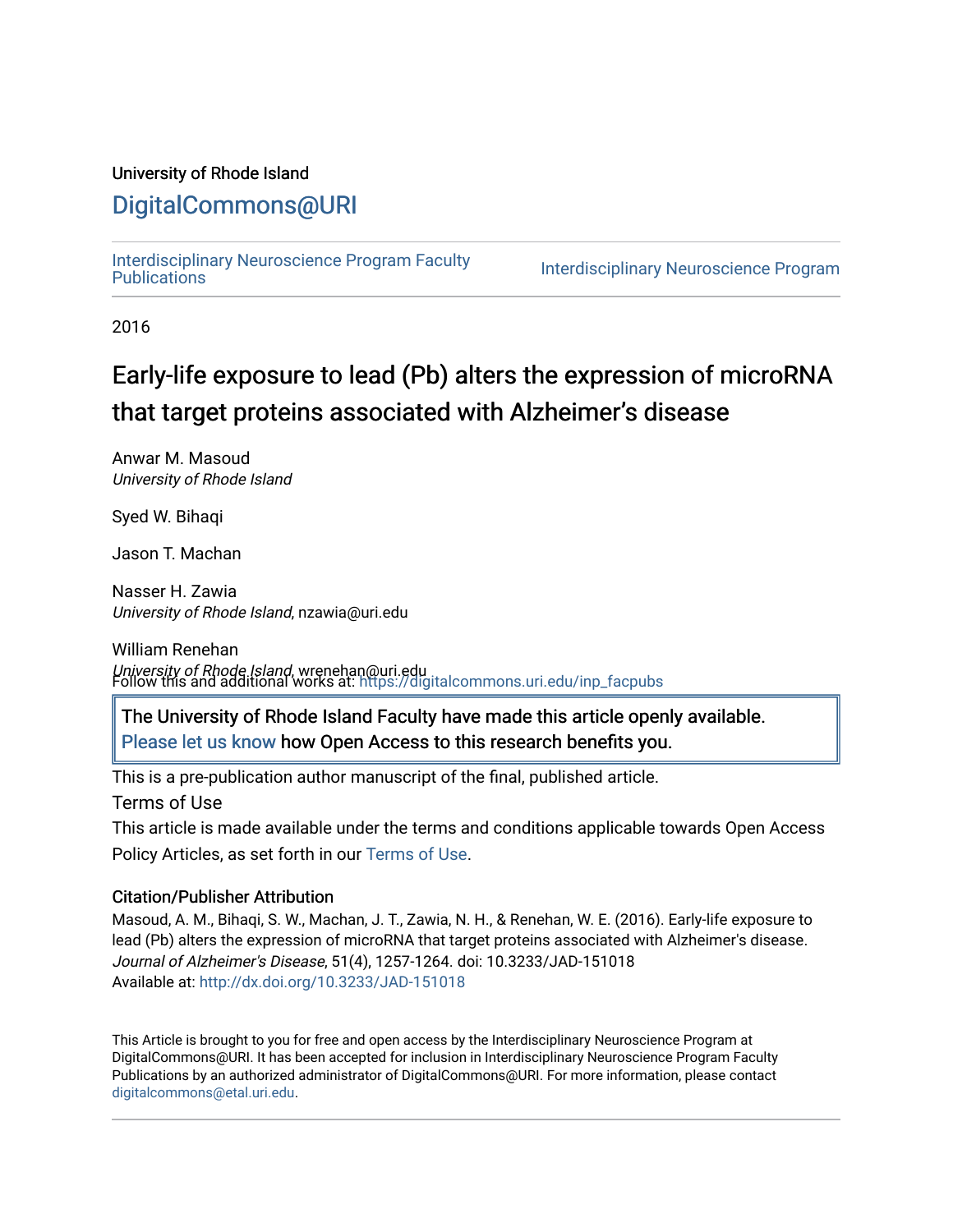University of Rhode Island

# DigitalCommons@URI

Interdisciplinary Neuroscience Program Faculty Publications | Interdisciplinary Neuroscience Program

2016

# Early-life exposure to lead (Pb) alters the expression of microRNA that target proteins associated with Alzheimer's disease

Anwar M. Masoud
*University of Rhode Island*

Syed W. Bihaqi

Jason T. Machan

Nasser H. Zawia
*University of Rhode Island*, nzawia@uri.edu

William Renehan
*University of Rhode Island*, wrenehan@uri.edu

Follow this and additional works at: https://digitalcommons.uri.edu/inp_facpubs

The University of Rhode Island Faculty have made this article openly available. Please let us know how Open Access to this research benefits you.

This is a pre-publication author manuscript of the final, published article.

Terms of Use

This article is made available under the terms and conditions applicable towards Open Access Policy Articles, as set forth in our Terms of Use.

### Citation/Publisher Attribution

Masoud, A. M., Bihaqi, S. W., Machan, J. T., Zawia, N. H., & Renehan, W. E. (2016). Early-life exposure to lead (Pb) alters the expression of microRNA that target proteins associated with Alzheimer's disease. *Journal of Alzheimer's Disease*, 51(4), 1257-1264. doi: 10.3233/JAD-151018
Available at: http://dx.doi.org/10.3233/JAD-151018

This Article is brought to you for free and open access by the Interdisciplinary Neuroscience Program at DigitalCommons@URI. It has been accepted for inclusion in Interdisciplinary Neuroscience Program Faculty Publications by an authorized administrator of DigitalCommons@URI. For more information, please contact digitalcommons@etal.uri.edu.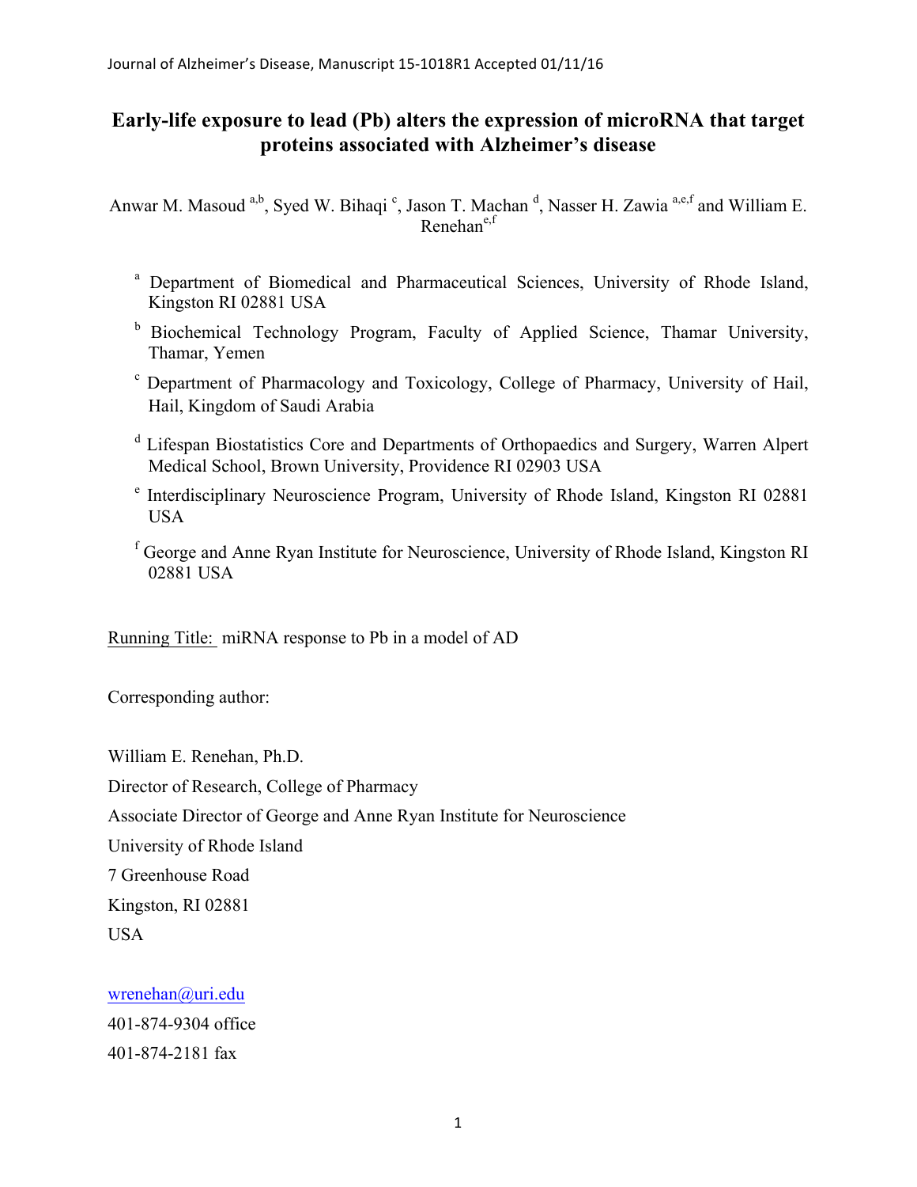# Early-life exposure to lead (Pb) alters the expression of microRNA that target proteins associated with Alzheimer's disease

Anwar M. Masoud [a,b], Syed W. Bihaqi [c], Jason T. Machan [d], Nasser H. Zawia [a,e,f] and William E. Renehan[e,f]

[a] Department of Biomedical and Pharmaceutical Sciences, University of Rhode Island, Kingston RI 02881 USA

[b] Biochemical Technology Program, Faculty of Applied Science, Thamar University, Thamar, Yemen

[c] Department of Pharmacology and Toxicology, College of Pharmacy, University of Hail, Hail, Kingdom of Saudi Arabia

[d] Lifespan Biostatistics Core and Departments of Orthopaedics and Surgery, Warren Alpert Medical School, Brown University, Providence RI 02903 USA

[e] Interdisciplinary Neuroscience Program, University of Rhode Island, Kingston RI 02881 USA

[f] George and Anne Ryan Institute for Neuroscience, University of Rhode Island, Kingston RI 02881 USA

Running Title: miRNA response to Pb in a model of AD

Corresponding author:

William E. Renehan, Ph.D.

Director of Research, College of Pharmacy

Associate Director of George and Anne Ryan Institute for Neuroscience

University of Rhode Island

7 Greenhouse Road

Kingston, RI 02881

USA

wrenehan@uri.edu

401-874-9304 office

401-874-2181 fax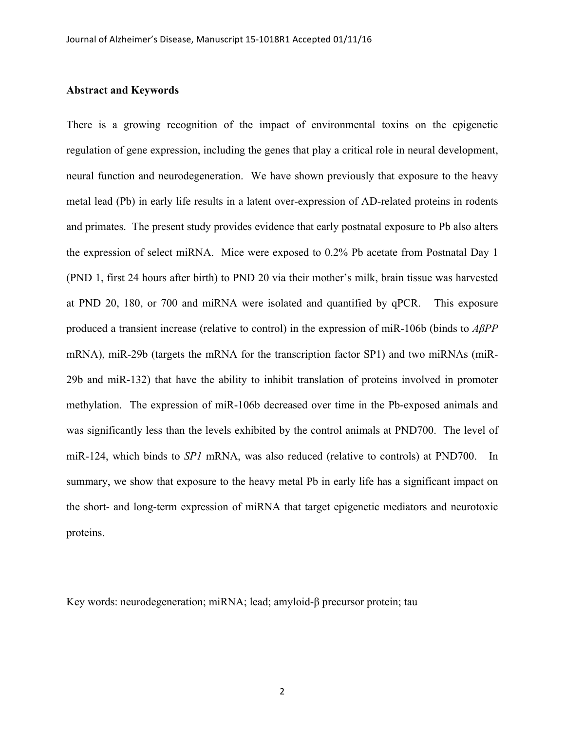## Abstract and Keywords

There is a growing recognition of the impact of environmental toxins on the epigenetic regulation of gene expression, including the genes that play a critical role in neural development, neural function and neurodegeneration. We have shown previously that exposure to the heavy metal lead (Pb) in early life results in a latent over-expression of AD-related proteins in rodents and primates. The present study provides evidence that early postnatal exposure to Pb also alters the expression of select miRNA. Mice were exposed to 0.2% Pb acetate from Postnatal Day 1 (PND 1, first 24 hours after birth) to PND 20 via their mother's milk, brain tissue was harvested at PND 20, 180, or 700 and miRNA were isolated and quantified by qPCR. This exposure produced a transient increase (relative to control) in the expression of miR-106b (binds to *AβPP* mRNA), miR-29b (targets the mRNA for the transcription factor SP1) and two miRNAs (miR-29b and miR-132) that have the ability to inhibit translation of proteins involved in promoter methylation. The expression of miR-106b decreased over time in the Pb-exposed animals and was significantly less than the levels exhibited by the control animals at PND700. The level of miR-124, which binds to *SP1* mRNA, was also reduced (relative to controls) at PND700. In summary, we show that exposure to the heavy metal Pb in early life has a significant impact on the short- and long-term expression of miRNA that target epigenetic mediators and neurotoxic proteins.

Key words: neurodegeneration; miRNA; lead; amyloid-β precursor protein; tau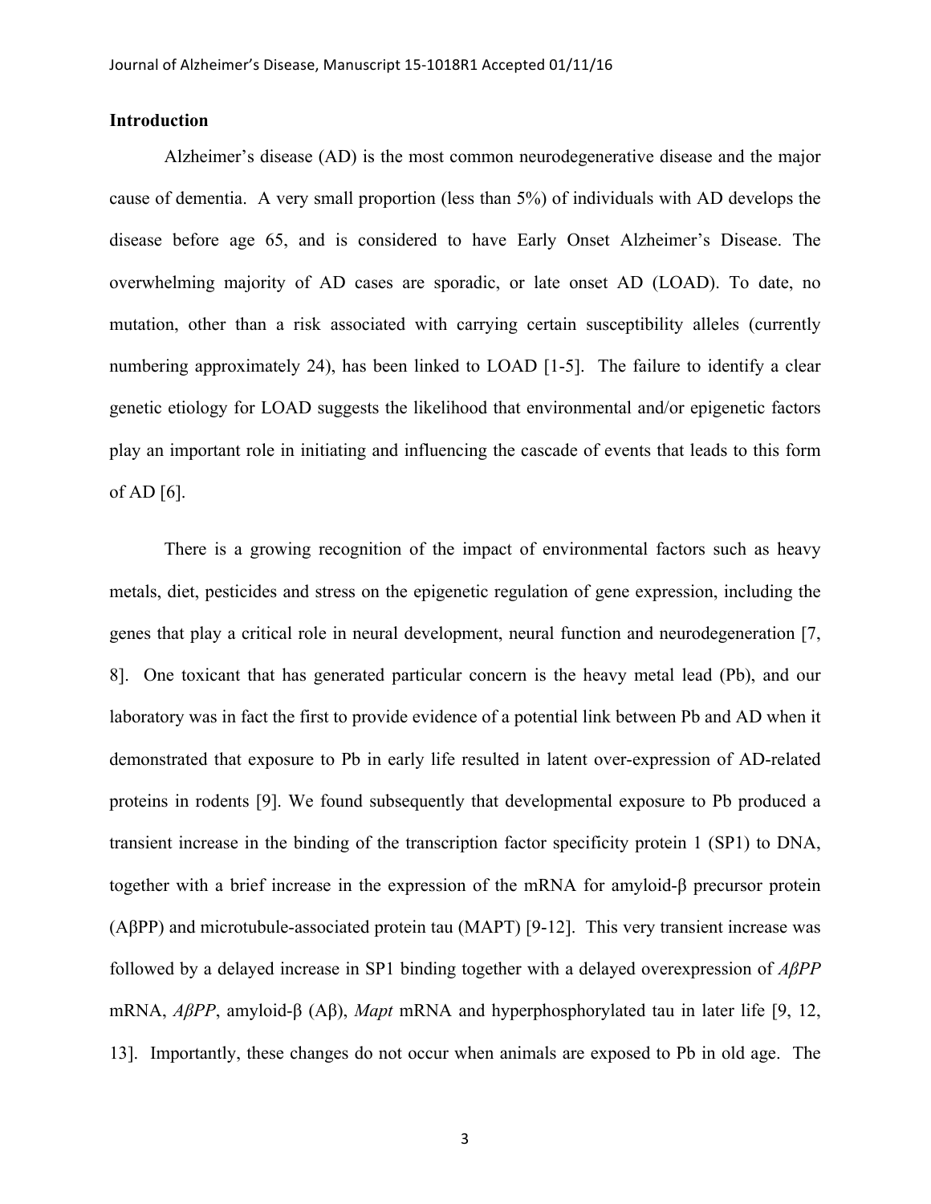## Introduction

Alzheimer's disease (AD) is the most common neurodegenerative disease and the major cause of dementia. A very small proportion (less than 5%) of individuals with AD develops the disease before age 65, and is considered to have Early Onset Alzheimer's Disease. The overwhelming majority of AD cases are sporadic, or late onset AD (LOAD). To date, no mutation, other than a risk associated with carrying certain susceptibility alleles (currently numbering approximately 24), has been linked to LOAD [1-5]. The failure to identify a clear genetic etiology for LOAD suggests the likelihood that environmental and/or epigenetic factors play an important role in initiating and influencing the cascade of events that leads to this form of AD [6].

There is a growing recognition of the impact of environmental factors such as heavy metals, diet, pesticides and stress on the epigenetic regulation of gene expression, including the genes that play a critical role in neural development, neural function and neurodegeneration [7, 8]. One toxicant that has generated particular concern is the heavy metal lead (Pb), and our laboratory was in fact the first to provide evidence of a potential link between Pb and AD when it demonstrated that exposure to Pb in early life resulted in latent over-expression of AD-related proteins in rodents [9]. We found subsequently that developmental exposure to Pb produced a transient increase in the binding of the transcription factor specificity protein 1 (SP1) to DNA, together with a brief increase in the expression of the mRNA for amyloid-β precursor protein (AβPP) and microtubule-associated protein tau (MAPT) [9-12]. This very transient increase was followed by a delayed increase in SP1 binding together with a delayed overexpression of *AβPP* mRNA, *AβPP*, amyloid-β (Aβ), *Mapt* mRNA and hyperphosphorylated tau in later life [9, 12, 13]. Importantly, these changes do not occur when animals are exposed to Pb in old age. The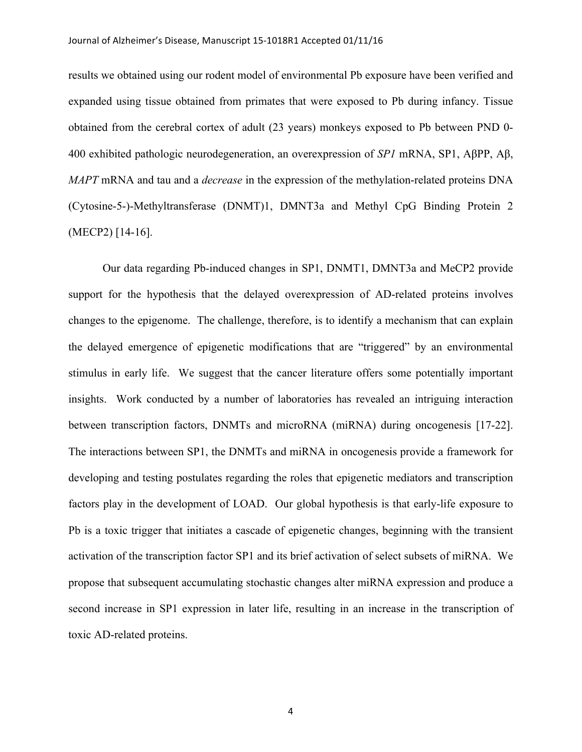results we obtained using our rodent model of environmental Pb exposure have been verified and expanded using tissue obtained from primates that were exposed to Pb during infancy. Tissue obtained from the cerebral cortex of adult (23 years) monkeys exposed to Pb between PND 0-400 exhibited pathologic neurodegeneration, an overexpression of *SP1* mRNA, SP1, AβPP, Aβ, *MAPT* mRNA and tau and a *decrease* in the expression of the methylation-related proteins DNA (Cytosine-5-)-Methyltransferase (DNMT)1, DMNT3a and Methyl CpG Binding Protein 2 (MECP2) [14-16].

Our data regarding Pb-induced changes in SP1, DNMT1, DMNT3a and MeCP2 provide support for the hypothesis that the delayed overexpression of AD-related proteins involves changes to the epigenome. The challenge, therefore, is to identify a mechanism that can explain the delayed emergence of epigenetic modifications that are "triggered" by an environmental stimulus in early life. We suggest that the cancer literature offers some potentially important insights. Work conducted by a number of laboratories has revealed an intriguing interaction between transcription factors, DNMTs and microRNA (miRNA) during oncogenesis [17-22]. The interactions between SP1, the DNMTs and miRNA in oncogenesis provide a framework for developing and testing postulates regarding the roles that epigenetic mediators and transcription factors play in the development of LOAD. Our global hypothesis is that early-life exposure to Pb is a toxic trigger that initiates a cascade of epigenetic changes, beginning with the transient activation of the transcription factor SP1 and its brief activation of select subsets of miRNA. We propose that subsequent accumulating stochastic changes alter miRNA expression and produce a second increase in SP1 expression in later life, resulting in an increase in the transcription of toxic AD-related proteins.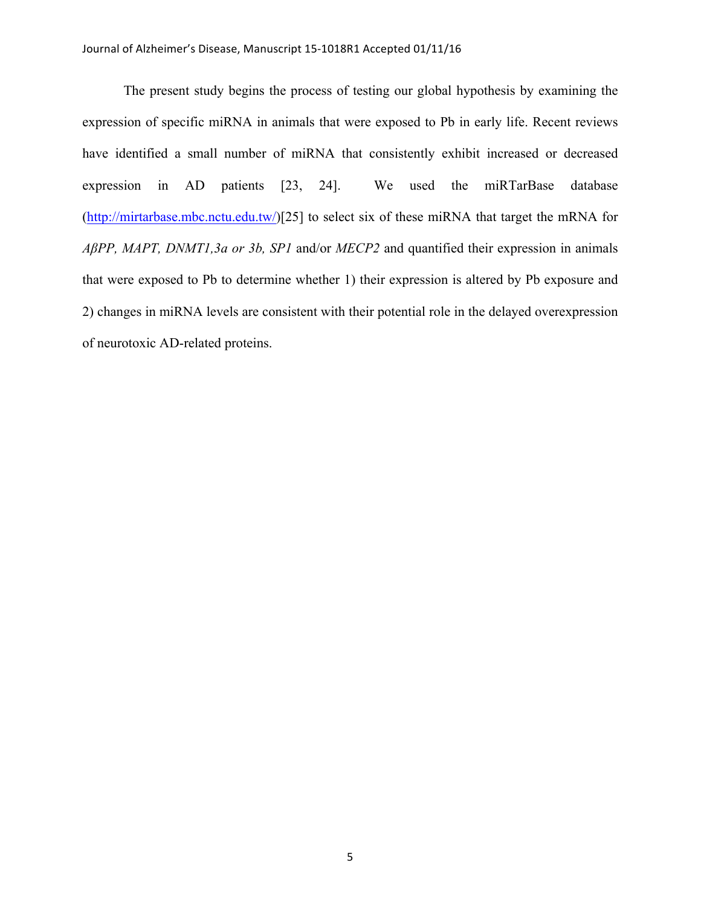The present study begins the process of testing our global hypothesis by examining the expression of specific miRNA in animals that were exposed to Pb in early life. Recent reviews have identified a small number of miRNA that consistently exhibit increased or decreased expression in AD patients [23, 24]. We used the miRTarBase database (http://mirtarbase.mbc.nctu.edu.tw/)[25] to select six of these miRNA that target the mRNA for *AβPP, MAPT, DNMT1,3a or 3b, SP1* and/or *MECP2* and quantified their expression in animals that were exposed to Pb to determine whether 1) their expression is altered by Pb exposure and 2) changes in miRNA levels are consistent with their potential role in the delayed overexpression of neurotoxic AD-related proteins.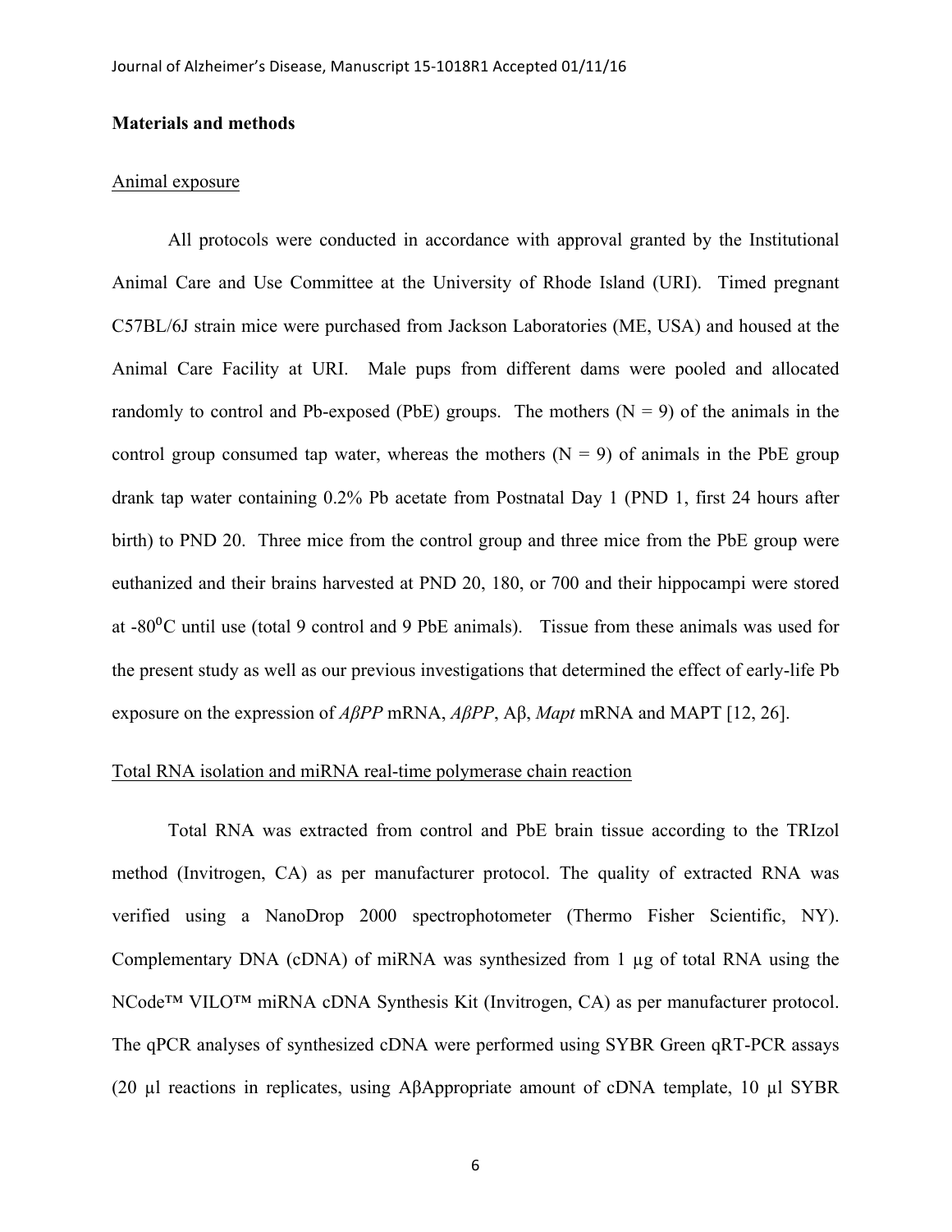**Materials and methods**

Animal exposure

All protocols were conducted in accordance with approval granted by the Institutional Animal Care and Use Committee at the University of Rhode Island (URI). Timed pregnant C57BL/6J strain mice were purchased from Jackson Laboratories (ME, USA) and housed at the Animal Care Facility at URI. Male pups from different dams were pooled and allocated randomly to control and Pb-exposed (PbE) groups. The mothers (N = 9) of the animals in the control group consumed tap water, whereas the mothers (N = 9) of animals in the PbE group drank tap water containing 0.2% Pb acetate from Postnatal Day 1 (PND 1, first 24 hours after birth) to PND 20. Three mice from the control group and three mice from the PbE group were euthanized and their brains harvested at PND 20, 180, or 700 and their hippocampi were stored at -80$^0$C until use (total 9 control and 9 PbE animals). Tissue from these animals was used for the present study as well as our previous investigations that determined the effect of early-life Pb exposure on the expression of *AβPP* mRNA, *AβPP*, Aβ, *Mapt* mRNA and MAPT [12, 26].

Total RNA isolation and miRNA real-time polymerase chain reaction

Total RNA was extracted from control and PbE brain tissue according to the TRIzol method (Invitrogen, CA) as per manufacturer protocol. The quality of extracted RNA was verified using a NanoDrop 2000 spectrophotometer (Thermo Fisher Scientific, NY). Complementary DNA (cDNA) of miRNA was synthesized from 1 µg of total RNA using the NCode™ VILO™ miRNA cDNA Synthesis Kit (Invitrogen, CA) as per manufacturer protocol. The qPCR analyses of synthesized cDNA were performed using SYBR Green qRT-PCR assays (20 µl reactions in replicates, using AβAppropriate amount of cDNA template, 10 µl SYBR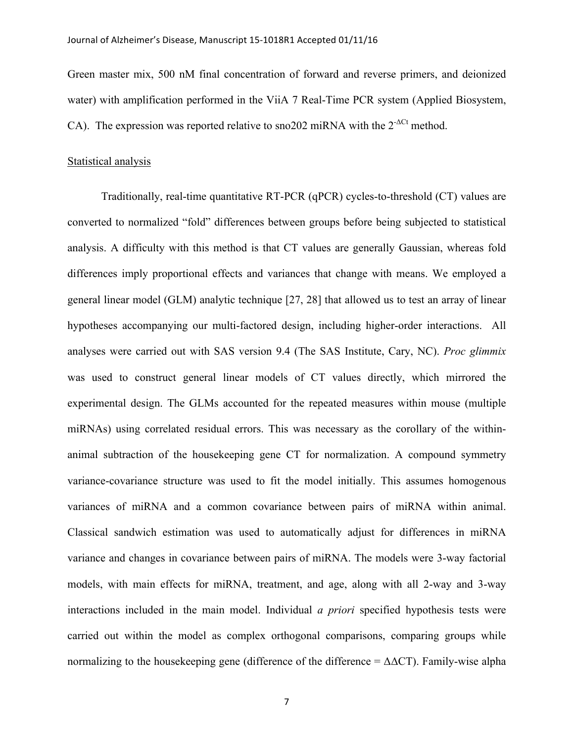Green master mix, 500 nM final concentration of forward and reverse primers, and deionized water) with amplification performed in the ViiA 7 Real-Time PCR system (Applied Biosystem, CA). The expression was reported relative to sno202 miRNA with the $2^{-\Delta Ct}$ method.

Statistical analysis

Traditionally, real-time quantitative RT-PCR (qPCR) cycles-to-threshold (CT) values are converted to normalized "fold" differences between groups before being subjected to statistical analysis. A difficulty with this method is that CT values are generally Gaussian, whereas fold differences imply proportional effects and variances that change with means. We employed a general linear model (GLM) analytic technique [27, 28] that allowed us to test an array of linear hypotheses accompanying our multi-factored design, including higher-order interactions. All analyses were carried out with SAS version 9.4 (The SAS Institute, Cary, NC). *Proc glimmix* was used to construct general linear models of CT values directly, which mirrored the experimental design. The GLMs accounted for the repeated measures within mouse (multiple miRNAs) using correlated residual errors. This was necessary as the corollary of the within-animal subtraction of the housekeeping gene CT for normalization. A compound symmetry variance-covariance structure was used to fit the model initially. This assumes homogenous variances of miRNA and a common covariance between pairs of miRNA within animal. Classical sandwich estimation was used to automatically adjust for differences in miRNA variance and changes in covariance between pairs of miRNA. The models were 3-way factorial models, with main effects for miRNA, treatment, and age, along with all 2-way and 3-way interactions included in the main model. Individual *a priori* specified hypothesis tests were carried out within the model as complex orthogonal comparisons, comparing groups while normalizing to the housekeeping gene (difference of the difference = $\Delta\Delta$CT). Family-wise alpha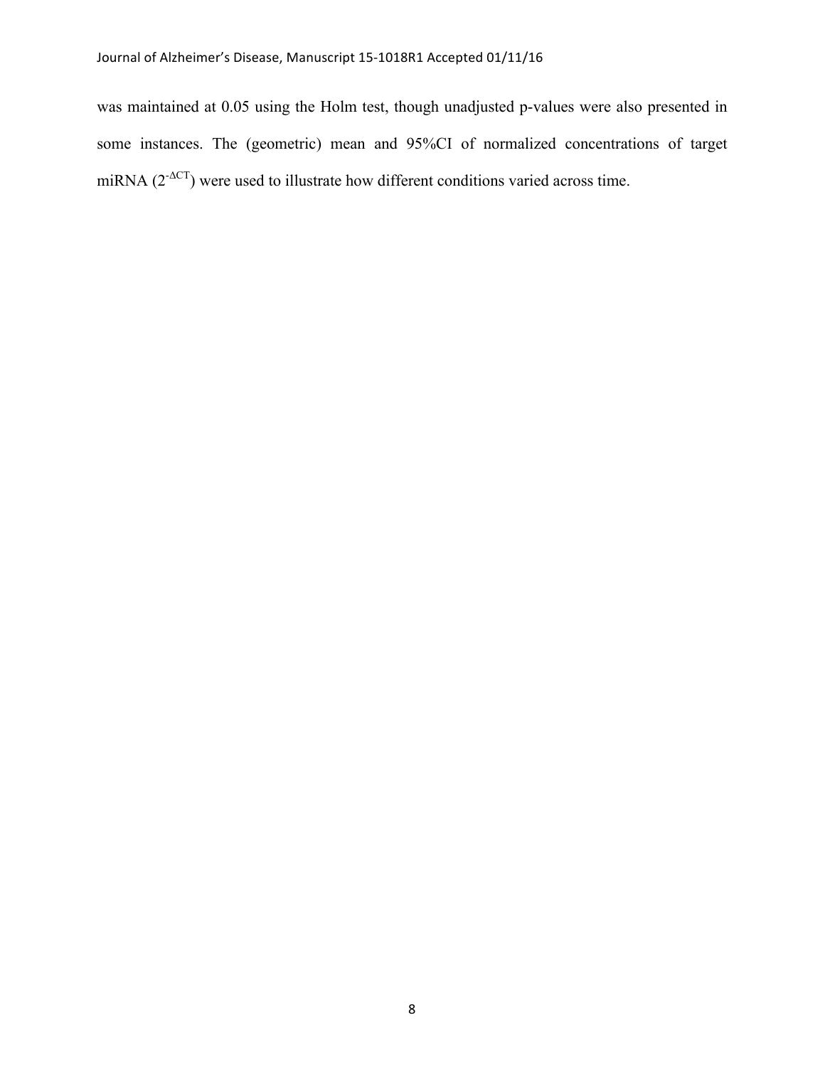was maintained at 0.05 using the Holm test, though unadjusted p-values were also presented in some instances. The (geometric) mean and 95%CI of normalized concentrations of target miRNA ($2^{-\Delta CT}$) were used to illustrate how different conditions varied across time.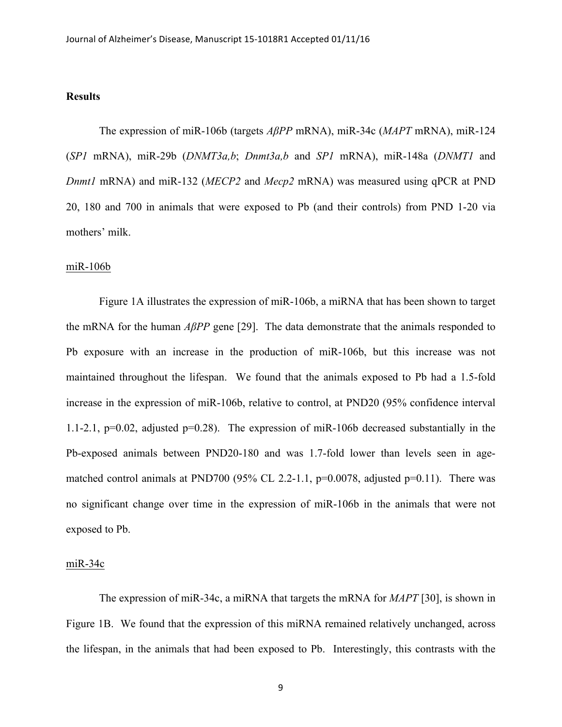## Results

The expression of miR-106b (targets *AβPP* mRNA), miR-34c (*MAPT* mRNA), miR-124 (*SP1* mRNA), miR-29b (*DNMT3a,b*; *Dnmt3a,b* and *SP1* mRNA), miR-148a (*DNMT1* and *Dnmt1* mRNA) and miR-132 (*MECP2* and *Mecp2* mRNA) was measured using qPCR at PND 20, 180 and 700 in animals that were exposed to Pb (and their controls) from PND 1-20 via mothers' milk.

### miR-106b

Figure 1A illustrates the expression of miR-106b, a miRNA that has been shown to target the mRNA for the human *AβPP* gene [29]. The data demonstrate that the animals responded to Pb exposure with an increase in the production of miR-106b, but this increase was not maintained throughout the lifespan. We found that the animals exposed to Pb had a 1.5-fold increase in the expression of miR-106b, relative to control, at PND20 (95% confidence interval 1.1-2.1, p=0.02, adjusted p=0.28). The expression of miR-106b decreased substantially in the Pb-exposed animals between PND20-180 and was 1.7-fold lower than levels seen in age-matched control animals at PND700 (95% CL 2.2-1.1, p=0.0078, adjusted p=0.11). There was no significant change over time in the expression of miR-106b in the animals that were not exposed to Pb.

### miR-34c

The expression of miR-34c, a miRNA that targets the mRNA for *MAPT* [30], is shown in Figure 1B. We found that the expression of this miRNA remained relatively unchanged, across the lifespan, in the animals that had been exposed to Pb. Interestingly, this contrasts with the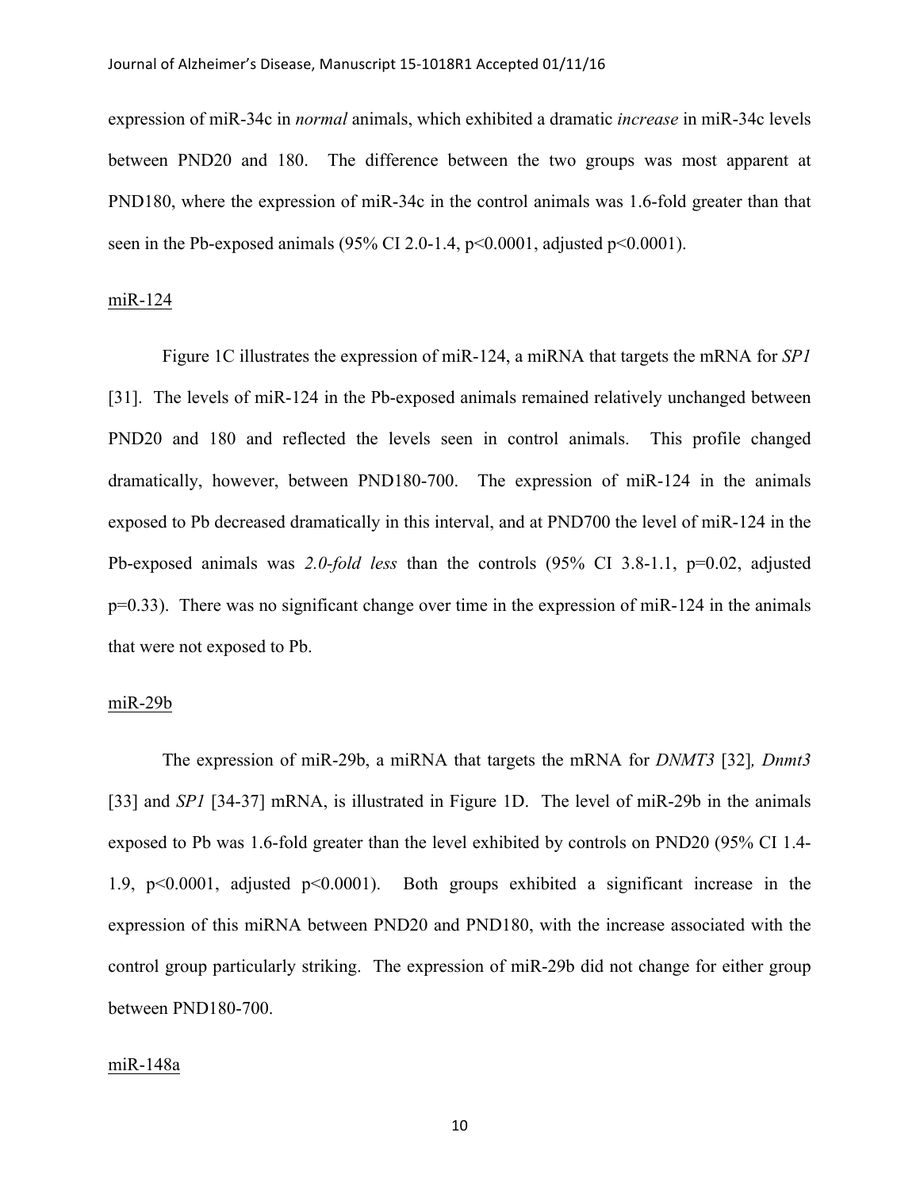expression of miR-34c in *normal* animals, which exhibited a dramatic *increase* in miR-34c levels between PND20 and 180. The difference between the two groups was most apparent at PND180, where the expression of miR-34c in the control animals was 1.6-fold greater than that seen in the Pb-exposed animals (95% CI 2.0-1.4, $p<0.0001$, adjusted $p<0.0001$).

miR-124

Figure 1C illustrates the expression of miR-124, a miRNA that targets the mRNA for *SP1* [31]. The levels of miR-124 in the Pb-exposed animals remained relatively unchanged between PND20 and 180 and reflected the levels seen in control animals. This profile changed dramatically, however, between PND180-700. The expression of miR-124 in the animals exposed to Pb decreased dramatically in this interval, and at PND700 the level of miR-124 in the Pb-exposed animals was *2.0-fold less* than the controls (95% CI 3.8-1.1, $p=0.02$, adjusted $p=0.33$). There was no significant change over time in the expression of miR-124 in the animals that were not exposed to Pb.

miR-29b

The expression of miR-29b, a miRNA that targets the mRNA for *DNMT3* [32], *Dnmt3* [33] and *SP1* [34-37] mRNA, is illustrated in Figure 1D. The level of miR-29b in the animals exposed to Pb was 1.6-fold greater than the level exhibited by controls on PND20 (95% CI 1.4-1.9, $p<0.0001$, adjusted $p<0.0001$). Both groups exhibited a significant increase in the expression of this miRNA between PND20 and PND180, with the increase associated with the control group particularly striking. The expression of miR-29b did not change for either group between PND180-700.

miR-148a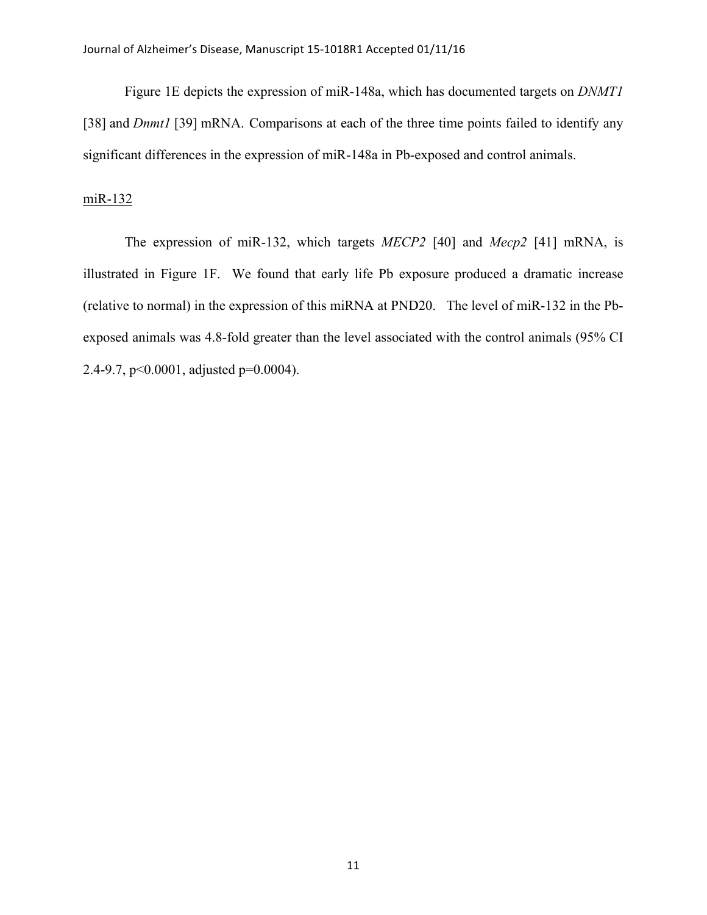Figure 1E depicts the expression of miR-148a, which has documented targets on *DNMT1* [38] and *Dnmt1* [39] mRNA. Comparisons at each of the three time points failed to identify any significant differences in the expression of miR-148a in Pb-exposed and control animals.

<u>miR-132</u>

The expression of miR-132, which targets *MECP2* [40] and *Mecp2* [41] mRNA, is illustrated in Figure 1F. We found that early life Pb exposure produced a dramatic increase (relative to normal) in the expression of this miRNA at PND20. The level of miR-132 in the Pb-exposed animals was 4.8-fold greater than the level associated with the control animals (95% CI 2.4-9.7, $p<0.0001$, adjusted $p=0.0004$).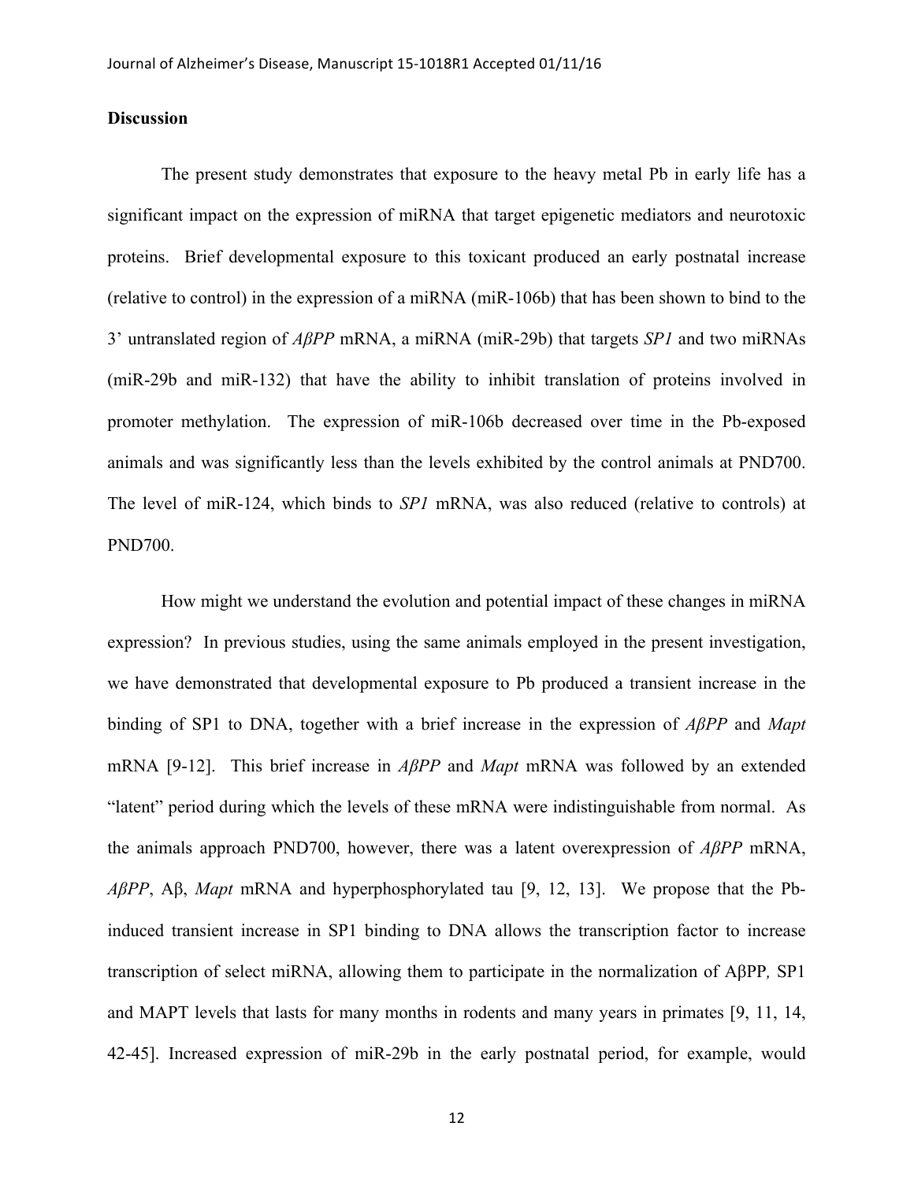## Discussion

The present study demonstrates that exposure to the heavy metal Pb in early life has a significant impact on the expression of miRNA that target epigenetic mediators and neurotoxic proteins. Brief developmental exposure to this toxicant produced an early postnatal increase (relative to control) in the expression of a miRNA (miR-106b) that has been shown to bind to the 3' untranslated region of *AβPP* mRNA, a miRNA (miR-29b) that targets *SP1* and two miRNAs (miR-29b and miR-132) that have the ability to inhibit translation of proteins involved in promoter methylation. The expression of miR-106b decreased over time in the Pb-exposed animals and was significantly less than the levels exhibited by the control animals at PND700. The level of miR-124, which binds to *SP1* mRNA, was also reduced (relative to controls) at PND700.

How might we understand the evolution and potential impact of these changes in miRNA expression? In previous studies, using the same animals employed in the present investigation, we have demonstrated that developmental exposure to Pb produced a transient increase in the binding of SP1 to DNA, together with a brief increase in the expression of *AβPP* and *Mapt* mRNA [9-12]. This brief increase in *AβPP* and *Mapt* mRNA was followed by an extended "latent" period during which the levels of these mRNA were indistinguishable from normal. As the animals approach PND700, however, there was a latent overexpression of *AβPP* mRNA, *AβPP*, Aβ, *Mapt* mRNA and hyperphosphorylated tau [9, 12, 13]. We propose that the Pb-induced transient increase in SP1 binding to DNA allows the transcription factor to increase transcription of select miRNA, allowing them to participate in the normalization of AβPP*,* SP1 and MAPT levels that lasts for many months in rodents and many years in primates [9, 11, 14, 42-45]. Increased expression of miR-29b in the early postnatal period, for example, would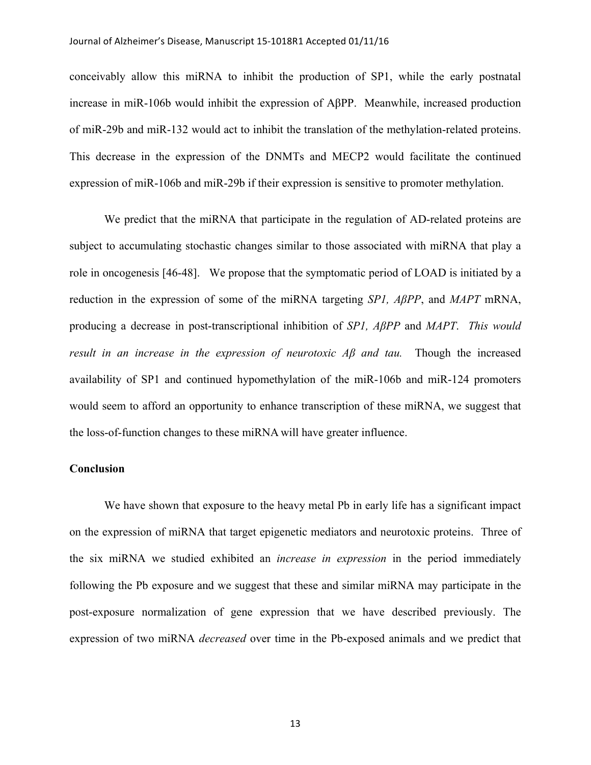conceivably allow this miRNA to inhibit the production of SP1, while the early postnatal increase in miR-106b would inhibit the expression of AβPP. Meanwhile, increased production of miR-29b and miR-132 would act to inhibit the translation of the methylation-related proteins. This decrease in the expression of the DNMTs and MECP2 would facilitate the continued expression of miR-106b and miR-29b if their expression is sensitive to promoter methylation.

We predict that the miRNA that participate in the regulation of AD-related proteins are subject to accumulating stochastic changes similar to those associated with miRNA that play a role in oncogenesis [46-48]. We propose that the symptomatic period of LOAD is initiated by a reduction in the expression of some of the miRNA targeting *SP1, AβPP*, and *MAPT* mRNA, producing a decrease in post-transcriptional inhibition of *SP1, AβPP* and *MAPT*. *This would result in an increase in the expression of neurotoxic Aβ and tau.* Though the increased availability of SP1 and continued hypomethylation of the miR-106b and miR-124 promoters would seem to afford an opportunity to enhance transcription of these miRNA, we suggest that the loss-of-function changes to these miRNA will have greater influence.

**Conclusion**

We have shown that exposure to the heavy metal Pb in early life has a significant impact on the expression of miRNA that target epigenetic mediators and neurotoxic proteins. Three of the six miRNA we studied exhibited an *increase in expression* in the period immediately following the Pb exposure and we suggest that these and similar miRNA may participate in the post-exposure normalization of gene expression that we have described previously. The expression of two miRNA *decreased* over time in the Pb-exposed animals and we predict that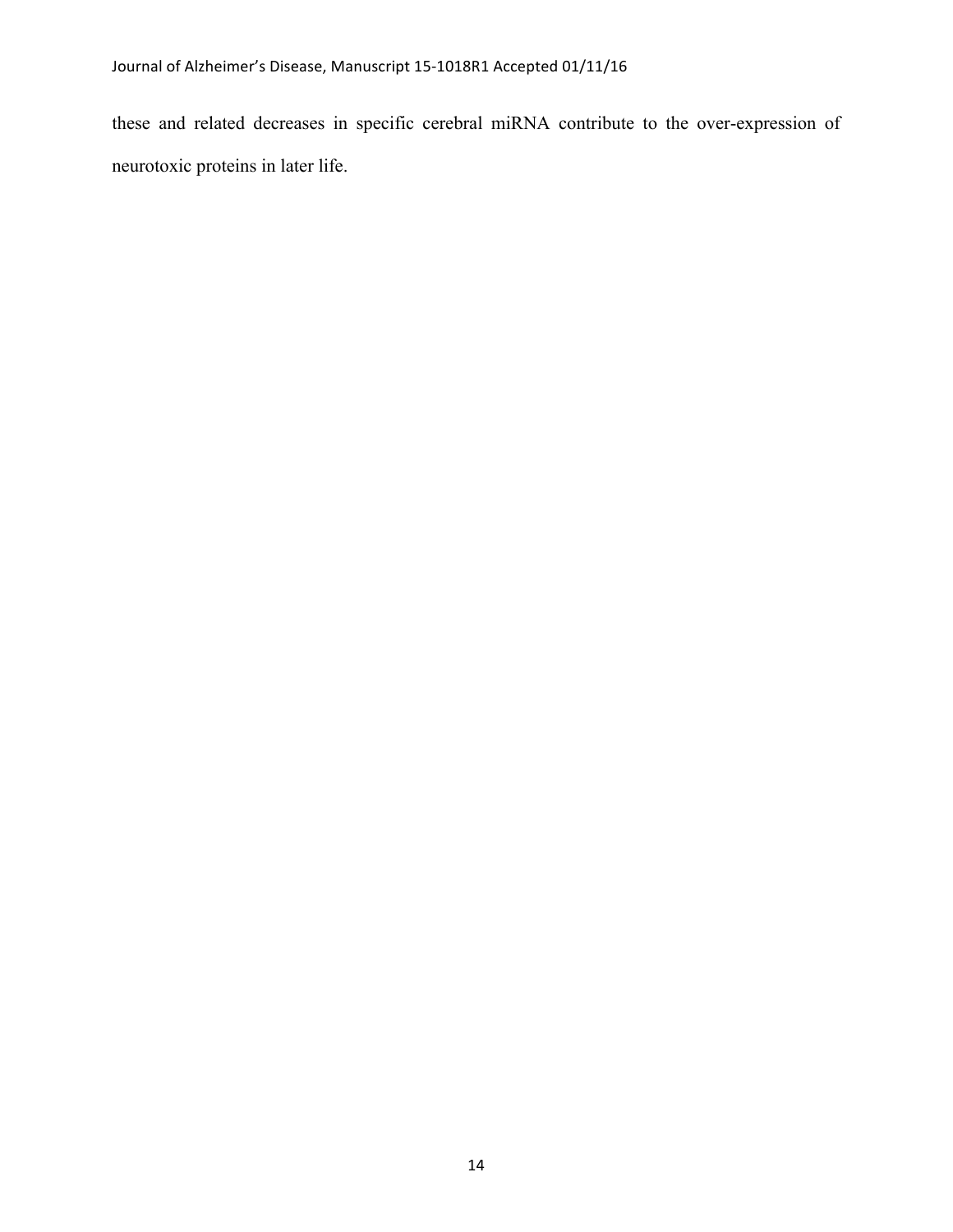these and related decreases in specific cerebral miRNA contribute to the over-expression of neurotoxic proteins in later life.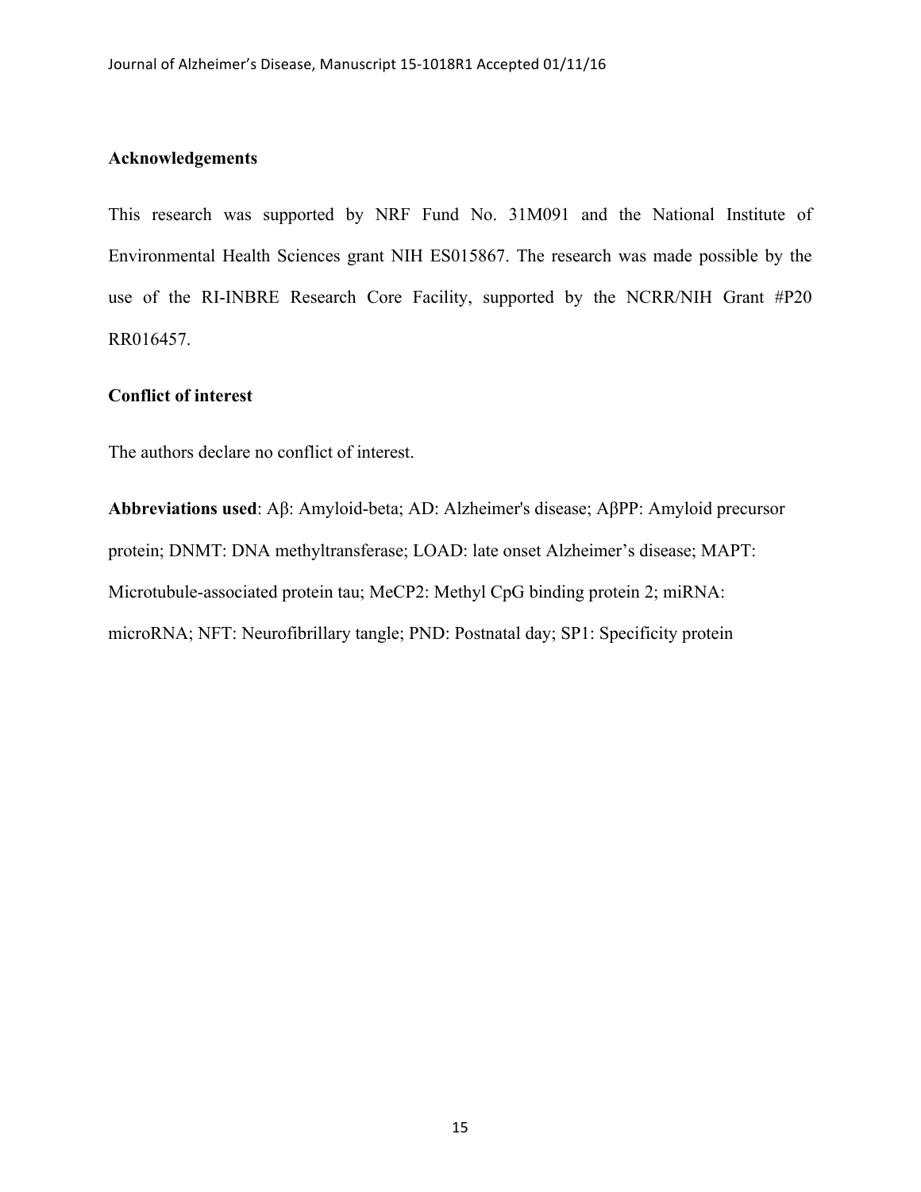## Acknowledgements

This research was supported by NRF Fund No. 31M091 and the National Institute of Environmental Health Sciences grant NIH ES015867. The research was made possible by the use of the RI-INBRE Research Core Facility, supported by the NCRR/NIH Grant #P20 RR016457.

## Conflict of interest

The authors declare no conflict of interest.

**Abbreviations used**: Aβ: Amyloid-beta; AD: Alzheimer's disease; AβPP: Amyloid precursor protein; DNMT: DNA methyltransferase; LOAD: late onset Alzheimer's disease; MAPT: Microtubule-associated protein tau; MeCP2: Methyl CpG binding protein 2; miRNA: microRNA; NFT: Neurofibrillary tangle; PND: Postnatal day; SP1: Specificity protein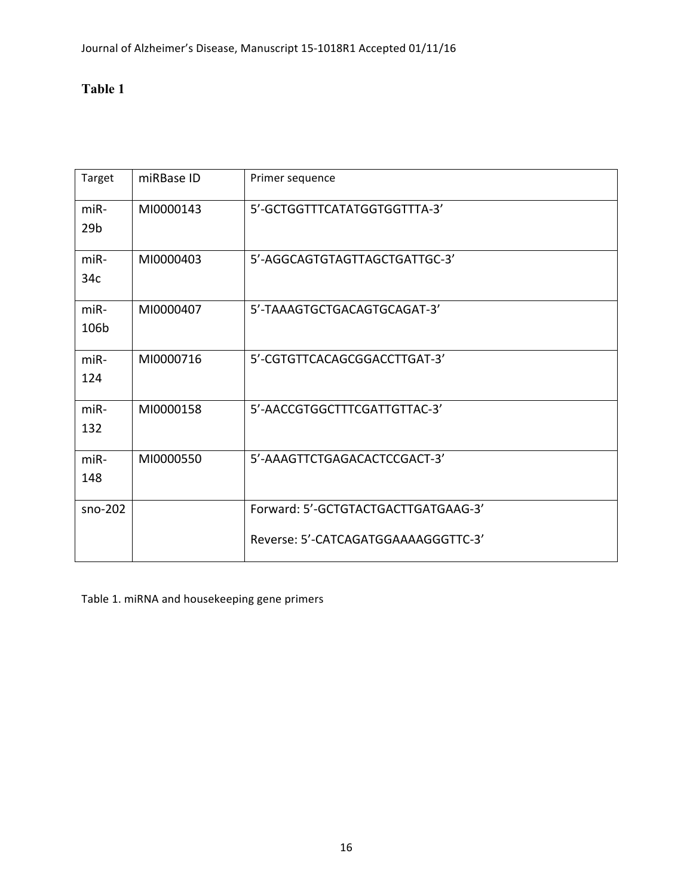# Table 1

| Target | miRBase ID | Primer sequence |
| --- | --- | --- |
| miR-29b | MI0000143 | 5'-GCTGGTTTCATATGGTGGTTTA-3' |
| miR-34c | MI0000403 | 5'-AGGCAGTGTAGTTAGCTGATTGC-3' |
| miR-106b | MI0000407 | 5'-TAAAGTGCTGACAGTGCAGAT-3' |
| miR-124 | MI0000716 | 5'-CGTGTTCACAGCGGACCTTGAT-3' |
| miR-132 | MI0000158 | 5'-AACCGTGGCTTTCGATTGTTAC-3' |
| miR-148 | MI0000550 | 5'-AAAGTTCTGAGACACTCCGACT-3' |
| sno-202 | | Forward: 5'-GCTGTACTGACTTGATGAAG-3' <br> Reverse: 5'-CATCAGATGGAAAAGGGTTC-3' |

Table 1. miRNA and housekeeping gene primers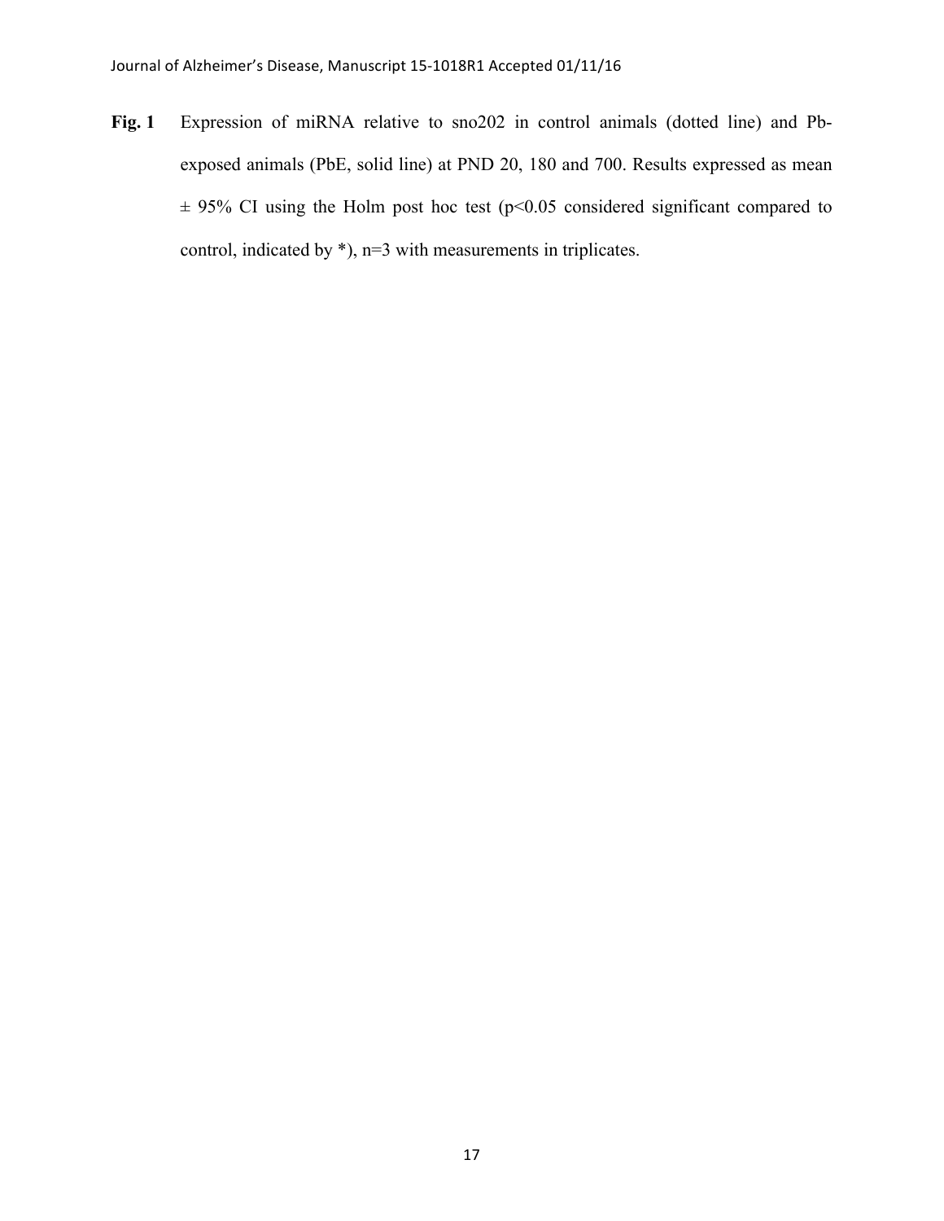**Fig. 1** Expression of miRNA relative to sno202 in control animals (dotted line) and Pb-exposed animals (PbE, solid line) at PND 20, 180 and 700. Results expressed as mean ± 95% CI using the Holm post hoc test ($p<0.05$ considered significant compared to control, indicated by *), n=3 with measurements in triplicates.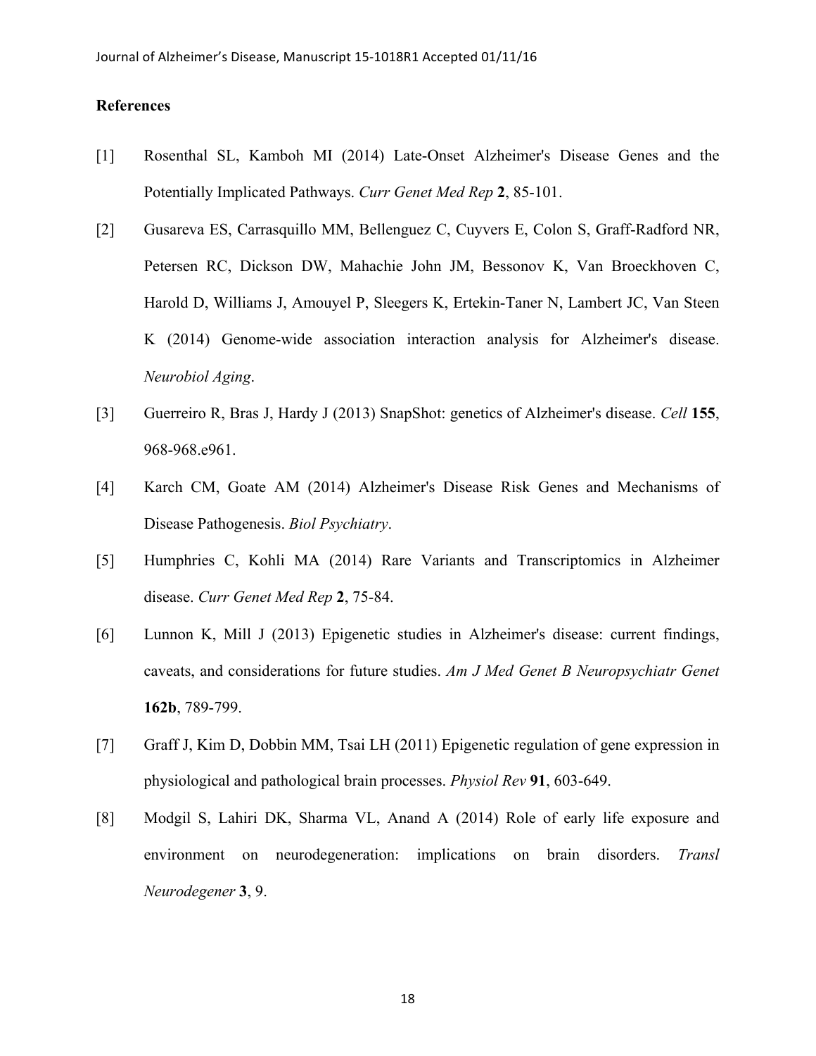## References

[1] Rosenthal SL, Kamboh MI (2014) Late-Onset Alzheimer's Disease Genes and the Potentially Implicated Pathways. *Curr Genet Med Rep* **2**, 85-101.

[2] Gusareva ES, Carrasquillo MM, Bellenguez C, Cuyvers E, Colon S, Graff-Radford NR, Petersen RC, Dickson DW, Mahachie John JM, Bessonov K, Van Broeckhoven C, Harold D, Williams J, Amouyel P, Sleegers K, Ertekin-Taner N, Lambert JC, Van Steen K (2014) Genome-wide association interaction analysis for Alzheimer's disease. *Neurobiol Aging*.

[3] Guerreiro R, Bras J, Hardy J (2013) SnapShot: genetics of Alzheimer's disease. *Cell* **155**, 968-968.e961.

[4] Karch CM, Goate AM (2014) Alzheimer's Disease Risk Genes and Mechanisms of Disease Pathogenesis. *Biol Psychiatry*.

[5] Humphries C, Kohli MA (2014) Rare Variants and Transcriptomics in Alzheimer disease. *Curr Genet Med Rep* **2**, 75-84.

[6] Lunnon K, Mill J (2013) Epigenetic studies in Alzheimer's disease: current findings, caveats, and considerations for future studies. *Am J Med Genet B Neuropsychiatr Genet* **162b**, 789-799.

[7] Graff J, Kim D, Dobbin MM, Tsai LH (2011) Epigenetic regulation of gene expression in physiological and pathological brain processes. *Physiol Rev* **91**, 603-649.

[8] Modgil S, Lahiri DK, Sharma VL, Anand A (2014) Role of early life exposure and environment on neurodegeneration: implications on brain disorders. *Transl Neurodegener* **3**, 9.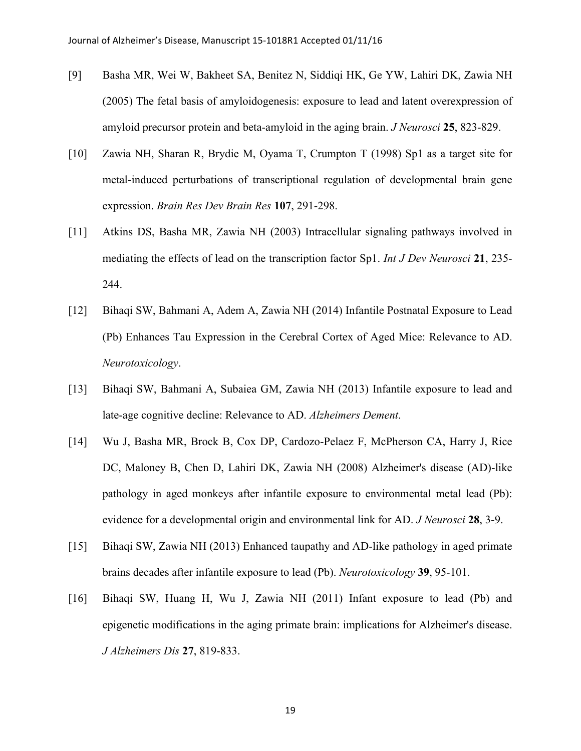[9] Basha MR, Wei W, Bakheet SA, Benitez N, Siddiqi HK, Ge YW, Lahiri DK, Zawia NH (2005) The fetal basis of amyloidogenesis: exposure to lead and latent overexpression of amyloid precursor protein and beta-amyloid in the aging brain. *J Neurosci* **25**, 823-829.

[10] Zawia NH, Sharan R, Brydie M, Oyama T, Crumpton T (1998) Sp1 as a target site for metal-induced perturbations of transcriptional regulation of developmental brain gene expression. *Brain Res Dev Brain Res* **107**, 291-298.

[11] Atkins DS, Basha MR, Zawia NH (2003) Intracellular signaling pathways involved in mediating the effects of lead on the transcription factor Sp1. *Int J Dev Neurosci* **21**, 235-244.

[12] Bihaqi SW, Bahmani A, Adem A, Zawia NH (2014) Infantile Postnatal Exposure to Lead (Pb) Enhances Tau Expression in the Cerebral Cortex of Aged Mice: Relevance to AD. *Neurotoxicology*.

[13] Bihaqi SW, Bahmani A, Subaiea GM, Zawia NH (2013) Infantile exposure to lead and late-age cognitive decline: Relevance to AD. *Alzheimers Dement*.

[14] Wu J, Basha MR, Brock B, Cox DP, Cardozo-Pelaez F, McPherson CA, Harry J, Rice DC, Maloney B, Chen D, Lahiri DK, Zawia NH (2008) Alzheimer's disease (AD)-like pathology in aged monkeys after infantile exposure to environmental metal lead (Pb): evidence for a developmental origin and environmental link for AD. *J Neurosci* **28**, 3-9.

[15] Bihaqi SW, Zawia NH (2013) Enhanced taupathy and AD-like pathology in aged primate brains decades after infantile exposure to lead (Pb). *Neurotoxicology* **39**, 95-101.

[16] Bihaqi SW, Huang H, Wu J, Zawia NH (2011) Infant exposure to lead (Pb) and epigenetic modifications in the aging primate brain: implications for Alzheimer's disease. *J Alzheimers Dis* **27**, 819-833.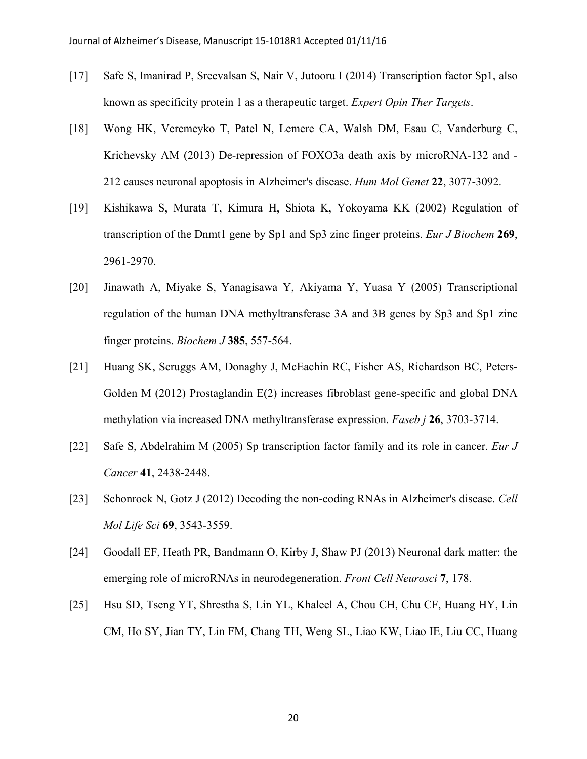[17] Safe S, Imanirad P, Sreevalsan S, Nair V, Jutooru I (2014) Transcription factor Sp1, also known as specificity protein 1 as a therapeutic target. *Expert Opin Ther Targets*.

[18] Wong HK, Veremeyko T, Patel N, Lemere CA, Walsh DM, Esau C, Vanderburg C, Krichevsky AM (2013) De-repression of FOXO3a death axis by microRNA-132 and -212 causes neuronal apoptosis in Alzheimer's disease. *Hum Mol Genet* **22**, 3077-3092.

[19] Kishikawa S, Murata T, Kimura H, Shiota K, Yokoyama KK (2002) Regulation of transcription of the Dnmt1 gene by Sp1 and Sp3 zinc finger proteins. *Eur J Biochem* **269**, 2961-2970.

[20] Jinawath A, Miyake S, Yanagisawa Y, Akiyama Y, Yuasa Y (2005) Transcriptional regulation of the human DNA methyltransferase 3A and 3B genes by Sp3 and Sp1 zinc finger proteins. *Biochem J* **385**, 557-564.

[21] Huang SK, Scruggs AM, Donaghy J, McEachin RC, Fisher AS, Richardson BC, Peters-Golden M (2012) Prostaglandin E(2) increases fibroblast gene-specific and global DNA methylation via increased DNA methyltransferase expression. *Faseb j* **26**, 3703-3714.

[22] Safe S, Abdelrahim M (2005) Sp transcription factor family and its role in cancer. *Eur J Cancer* **41**, 2438-2448.

[23] Schonrock N, Gotz J (2012) Decoding the non-coding RNAs in Alzheimer's disease. *Cell Mol Life Sci* **69**, 3543-3559.

[24] Goodall EF, Heath PR, Bandmann O, Kirby J, Shaw PJ (2013) Neuronal dark matter: the emerging role of microRNAs in neurodegeneration. *Front Cell Neurosci* **7**, 178.

[25] Hsu SD, Tseng YT, Shrestha S, Lin YL, Khaleel A, Chou CH, Chu CF, Huang HY, Lin CM, Ho SY, Jian TY, Lin FM, Chang TH, Weng SL, Liao KW, Liao IE, Liu CC, Huang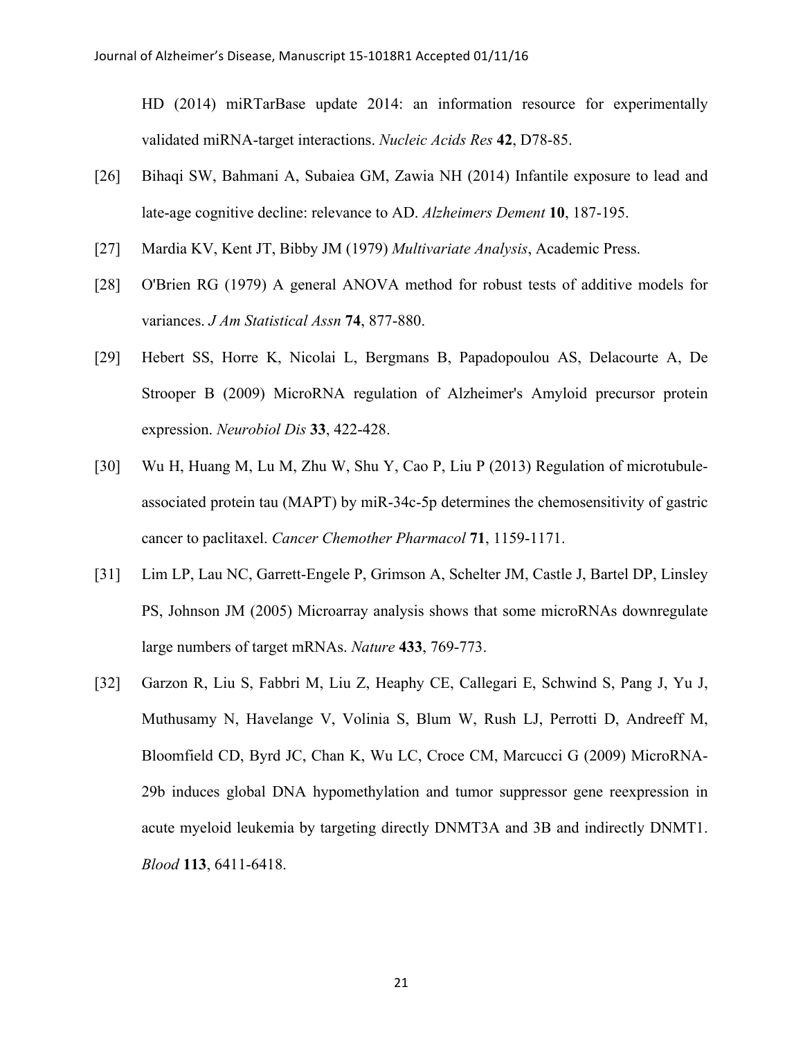HD (2014) miRTarBase update 2014: an information resource for experimentally validated miRNA-target interactions. *Nucleic Acids Res* **42**, D78-85.

[26] Bihaqi SW, Bahmani A, Subaiea GM, Zawia NH (2014) Infantile exposure to lead and late-age cognitive decline: relevance to AD. *Alzheimers Dement* **10**, 187-195.

[27] Mardia KV, Kent JT, Bibby JM (1979) *Multivariate Analysis*, Academic Press.

[28] O'Brien RG (1979) A general ANOVA method for robust tests of additive models for variances. *J Am Statistical Assn* **74**, 877-880.

[29] Hebert SS, Horre K, Nicolai L, Bergmans B, Papadopoulou AS, Delacourte A, De Strooper B (2009) MicroRNA regulation of Alzheimer's Amyloid precursor protein expression. *Neurobiol Dis* **33**, 422-428.

[30] Wu H, Huang M, Lu M, Zhu W, Shu Y, Cao P, Liu P (2013) Regulation of microtubule-associated protein tau (MAPT) by miR-34c-5p determines the chemosensitivity of gastric cancer to paclitaxel. *Cancer Chemother Pharmacol* **71**, 1159-1171.

[31] Lim LP, Lau NC, Garrett-Engele P, Grimson A, Schelter JM, Castle J, Bartel DP, Linsley PS, Johnson JM (2005) Microarray analysis shows that some microRNAs downregulate large numbers of target mRNAs. *Nature* **433**, 769-773.

[32] Garzon R, Liu S, Fabbri M, Liu Z, Heaphy CE, Callegari E, Schwind S, Pang J, Yu J, Muthusamy N, Havelange V, Volinia S, Blum W, Rush LJ, Perrotti D, Andreeff M, Bloomfield CD, Byrd JC, Chan K, Wu LC, Croce CM, Marcucci G (2009) MicroRNA-29b induces global DNA hypomethylation and tumor suppressor gene reexpression in acute myeloid leukemia by targeting directly DNMT3A and 3B and indirectly DNMT1. *Blood* **113**, 6411-6418.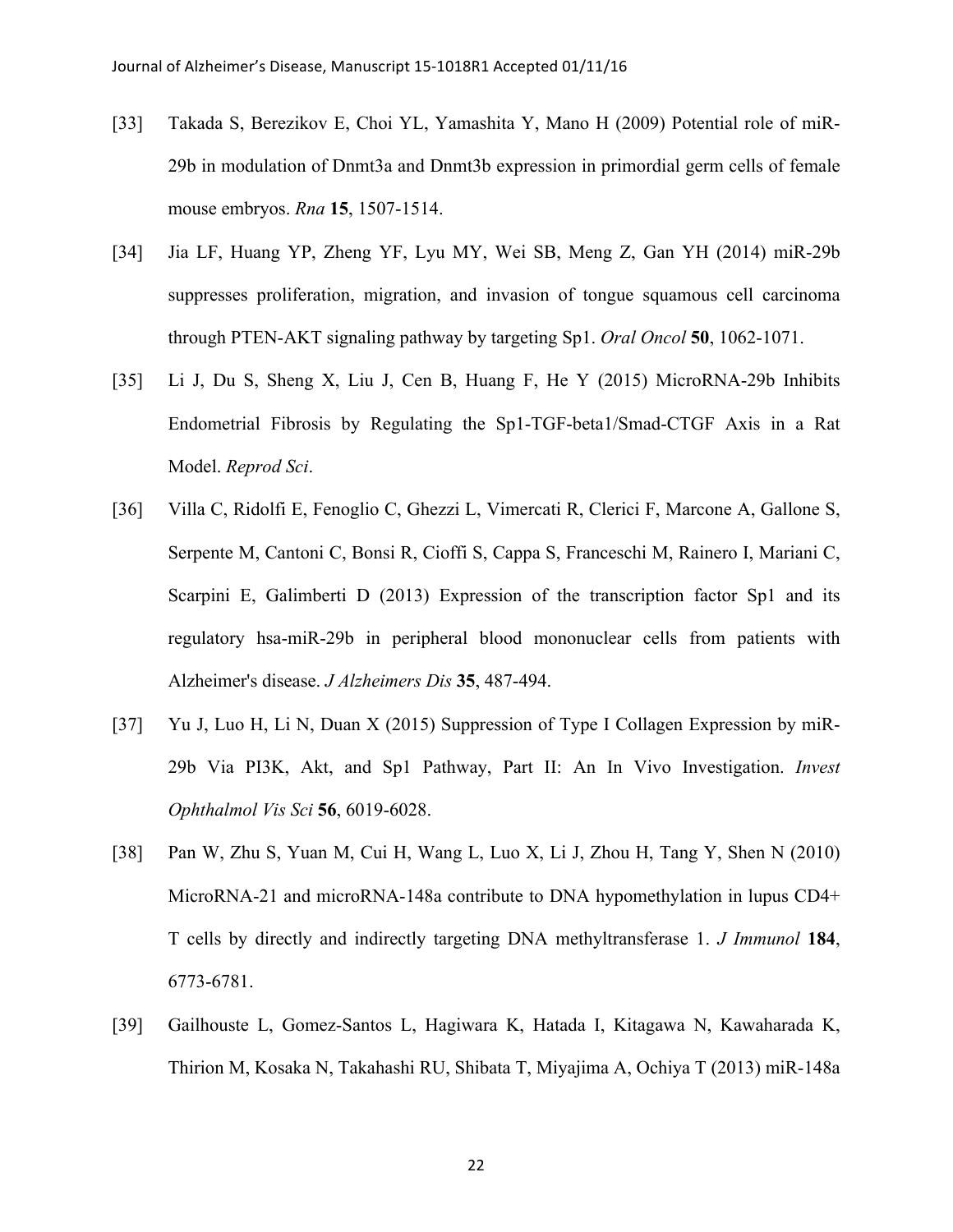[33] Takada S, Berezikov E, Choi YL, Yamashita Y, Mano H (2009) Potential role of miR-29b in modulation of Dnmt3a and Dnmt3b expression in primordial germ cells of female mouse embryos. *Rna* **15**, 1507-1514.

[34] Jia LF, Huang YP, Zheng YF, Lyu MY, Wei SB, Meng Z, Gan YH (2014) miR-29b suppresses proliferation, migration, and invasion of tongue squamous cell carcinoma through PTEN-AKT signaling pathway by targeting Sp1. *Oral Oncol* **50**, 1062-1071.

[35] Li J, Du S, Sheng X, Liu J, Cen B, Huang F, He Y (2015) MicroRNA-29b Inhibits Endometrial Fibrosis by Regulating the Sp1-TGF-beta1/Smad-CTGF Axis in a Rat Model. *Reprod Sci*.

[36] Villa C, Ridolfi E, Fenoglio C, Ghezzi L, Vimercati R, Clerici F, Marcone A, Gallone S, Serpente M, Cantoni C, Bonsi R, Cioffi S, Cappa S, Franceschi M, Rainero I, Mariani C, Scarpini E, Galimberti D (2013) Expression of the transcription factor Sp1 and its regulatory hsa-miR-29b in peripheral blood mononuclear cells from patients with Alzheimer's disease. *J Alzheimers Dis* **35**, 487-494.

[37] Yu J, Luo H, Li N, Duan X (2015) Suppression of Type I Collagen Expression by miR-29b Via PI3K, Akt, and Sp1 Pathway, Part II: An In Vivo Investigation. *Invest Ophthalmol Vis Sci* **56**, 6019-6028.

[38] Pan W, Zhu S, Yuan M, Cui H, Wang L, Luo X, Li J, Zhou H, Tang Y, Shen N (2010) MicroRNA-21 and microRNA-148a contribute to DNA hypomethylation in lupus CD4+ T cells by directly and indirectly targeting DNA methyltransferase 1. *J Immunol* **184**, 6773-6781.

[39] Gailhouste L, Gomez-Santos L, Hagiwara K, Hatada I, Kitagawa N, Kawaharada K, Thirion M, Kosaka N, Takahashi RU, Shibata T, Miyajima A, Ochiya T (2013) miR-148a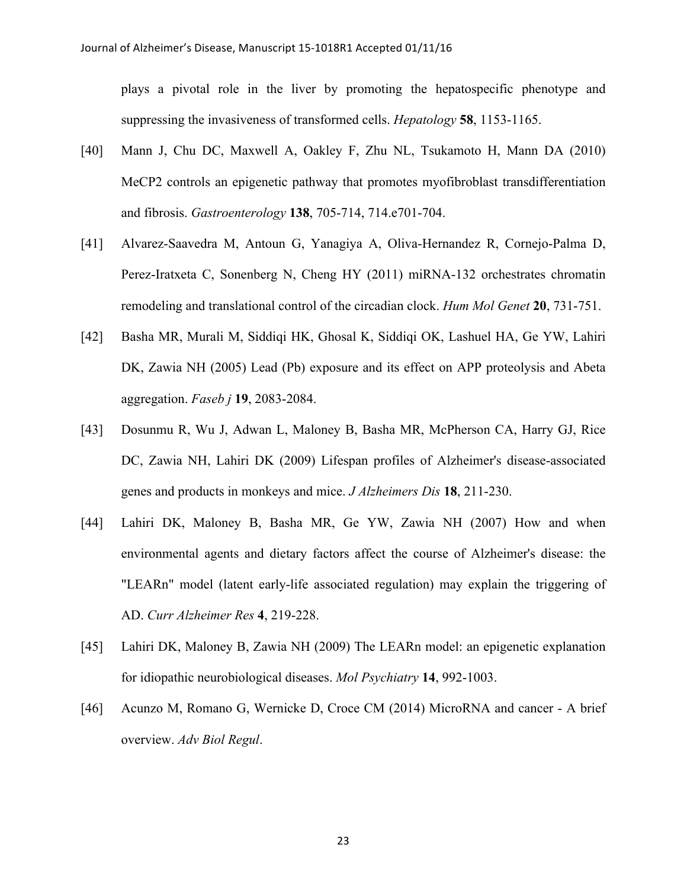plays a pivotal role in the liver by promoting the hepatospecific phenotype and suppressing the invasiveness of transformed cells. *Hepatology* **58**, 1153-1165.

[40] Mann J, Chu DC, Maxwell A, Oakley F, Zhu NL, Tsukamoto H, Mann DA (2010) MeCP2 controls an epigenetic pathway that promotes myofibroblast transdifferentiation and fibrosis. *Gastroenterology* **138**, 705-714, 714.e701-704.

[41] Alvarez-Saavedra M, Antoun G, Yanagiya A, Oliva-Hernandez R, Cornejo-Palma D, Perez-Iratxeta C, Sonenberg N, Cheng HY (2011) miRNA-132 orchestrates chromatin remodeling and translational control of the circadian clock. *Hum Mol Genet* **20**, 731-751.

[42] Basha MR, Murali M, Siddiqi HK, Ghosal K, Siddiqi OK, Lashuel HA, Ge YW, Lahiri DK, Zawia NH (2005) Lead (Pb) exposure and its effect on APP proteolysis and Abeta aggregation. *Faseb j* **19**, 2083-2084.

[43] Dosunmu R, Wu J, Adwan L, Maloney B, Basha MR, McPherson CA, Harry GJ, Rice DC, Zawia NH, Lahiri DK (2009) Lifespan profiles of Alzheimer's disease-associated genes and products in monkeys and mice. *J Alzheimers Dis* **18**, 211-230.

[44] Lahiri DK, Maloney B, Basha MR, Ge YW, Zawia NH (2007) How and when environmental agents and dietary factors affect the course of Alzheimer's disease: the "LEARn" model (latent early-life associated regulation) may explain the triggering of AD. *Curr Alzheimer Res* **4**, 219-228.

[45] Lahiri DK, Maloney B, Zawia NH (2009) The LEARn model: an epigenetic explanation for idiopathic neurobiological diseases. *Mol Psychiatry* **14**, 992-1003.

[46] Acunzo M, Romano G, Wernicke D, Croce CM (2014) MicroRNA and cancer - A brief overview. *Adv Biol Regul*.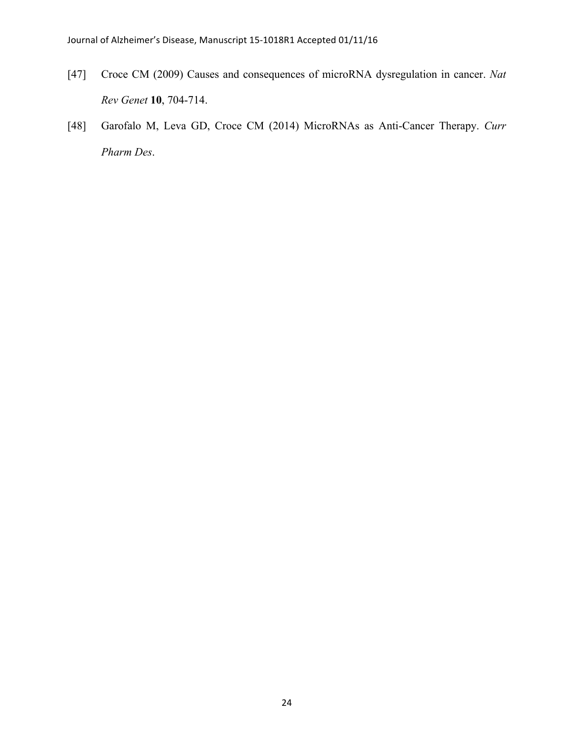[47] Croce CM (2009) Causes and consequences of microRNA dysregulation in cancer. *Nat Rev Genet* **10**, 704-714.

[48] Garofalo M, Leva GD, Croce CM (2014) MicroRNAs as Anti-Cancer Therapy. *Curr Pharm Des*.